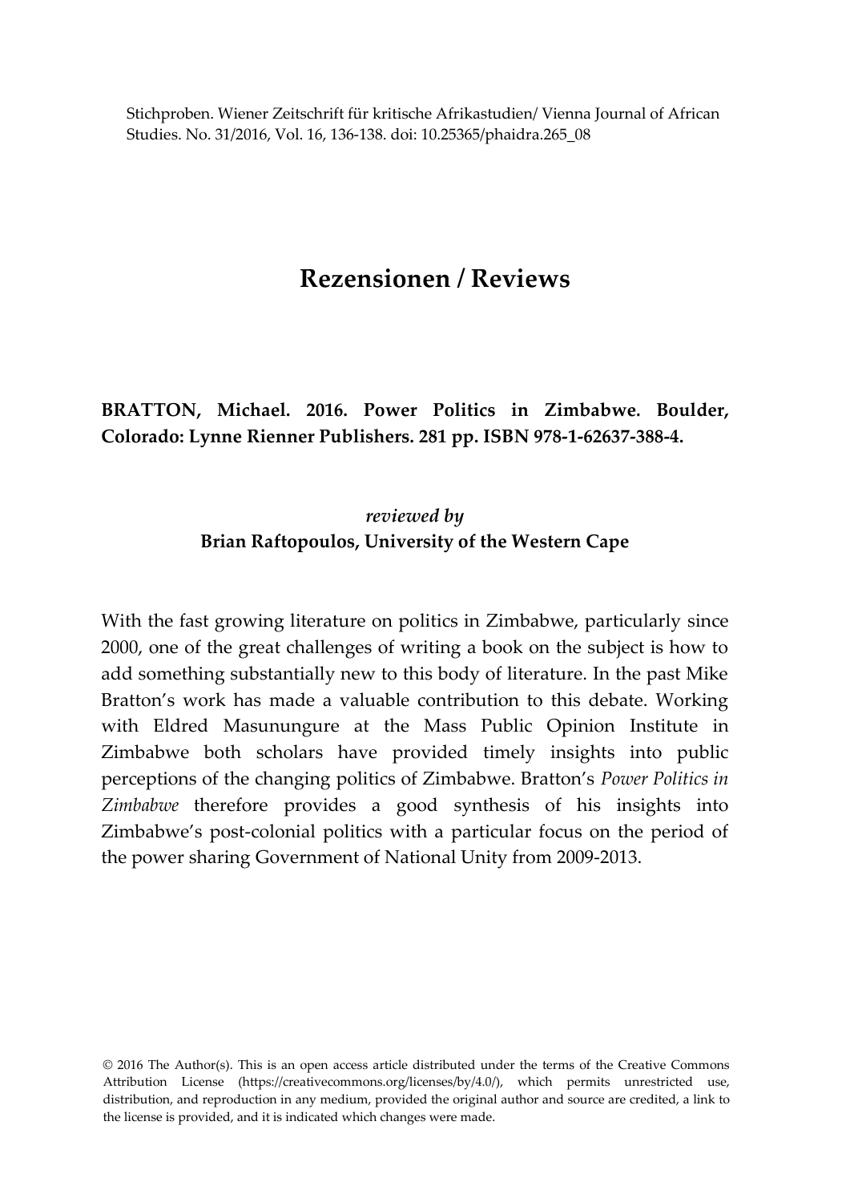# Rezensionen / Reviews

**BRATTON, Michael. 2016. Power Politics in Zimbabwe. Boulder, Colorado: Lynne Rienner Publishers. 281 pp. ISBN 978-1-62637-388-4.**

*reviewed by*
**Brian Raftopoulos, University of the Western Cape**

With the fast growing literature on politics in Zimbabwe, particularly since 2000, one of the great challenges of writing a book on the subject is how to add something substantially new to this body of literature. In the past Mike Bratton's work has made a valuable contribution to this debate. Working with Eldred Masunungure at the Mass Public Opinion Institute in Zimbabwe both scholars have provided timely insights into public perceptions of the changing politics of Zimbabwe. Bratton's *Power Politics in Zimbabwe* therefore provides a good synthesis of his insights into Zimbabwe's post-colonial politics with a particular focus on the period of the power sharing Government of National Unity from 2009-2013.

© 2016 The Author(s). This is an open access article distributed under the terms of the Creative Commons Attribution License (https://creativecommons.org/licenses/by/4.0/), which permits unrestricted use, distribution, and reproduction in any medium, provided the original author and source are credited, a link to the license is provided, and it is indicated which changes were made.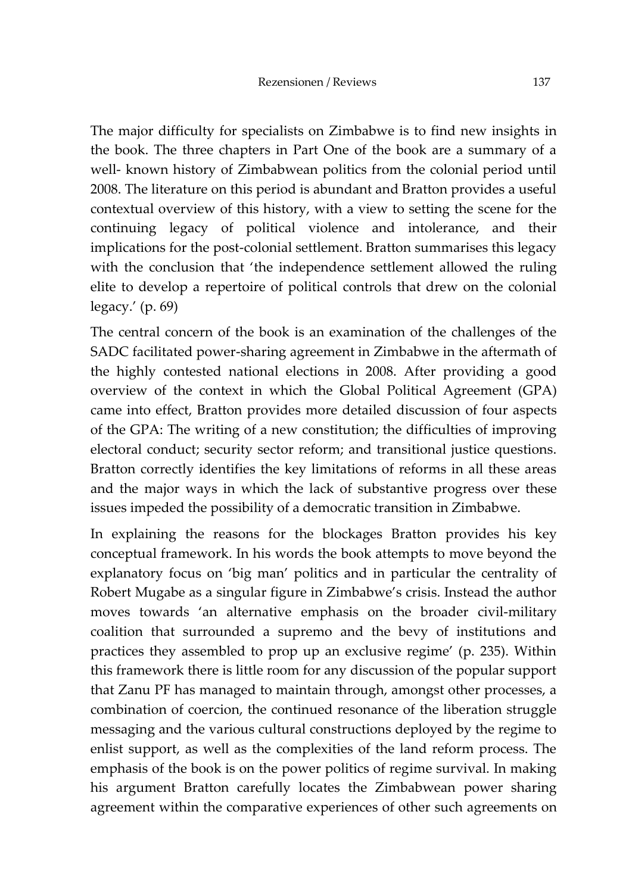The major difficulty for specialists on Zimbabwe is to find new insights in the book. The three chapters in Part One of the book are a summary of a well- known history of Zimbabwean politics from the colonial period until 2008. The literature on this period is abundant and Bratton provides a useful contextual overview of this history, with a view to setting the scene for the continuing legacy of political violence and intolerance, and their implications for the post-colonial settlement. Bratton summarises this legacy with the conclusion that 'the independence settlement allowed the ruling elite to develop a repertoire of political controls that drew on the colonial legacy.' (p. 69)

The central concern of the book is an examination of the challenges of the SADC facilitated power-sharing agreement in Zimbabwe in the aftermath of the highly contested national elections in 2008. After providing a good overview of the context in which the Global Political Agreement (GPA) came into effect, Bratton provides more detailed discussion of four aspects of the GPA: The writing of a new constitution; the difficulties of improving electoral conduct; security sector reform; and transitional justice questions. Bratton correctly identifies the key limitations of reforms in all these areas and the major ways in which the lack of substantive progress over these issues impeded the possibility of a democratic transition in Zimbabwe.

In explaining the reasons for the blockages Bratton provides his key conceptual framework. In his words the book attempts to move beyond the explanatory focus on 'big man' politics and in particular the centrality of Robert Mugabe as a singular figure in Zimbabwe's crisis. Instead the author moves towards 'an alternative emphasis on the broader civil-military coalition that surrounded a supremo and the bevy of institutions and practices they assembled to prop up an exclusive regime' (p. 235). Within this framework there is little room for any discussion of the popular support that Zanu PF has managed to maintain through, amongst other processes, a combination of coercion, the continued resonance of the liberation struggle messaging and the various cultural constructions deployed by the regime to enlist support, as well as the complexities of the land reform process. The emphasis of the book is on the power politics of regime survival. In making his argument Bratton carefully locates the Zimbabwean power sharing agreement within the comparative experiences of other such agreements on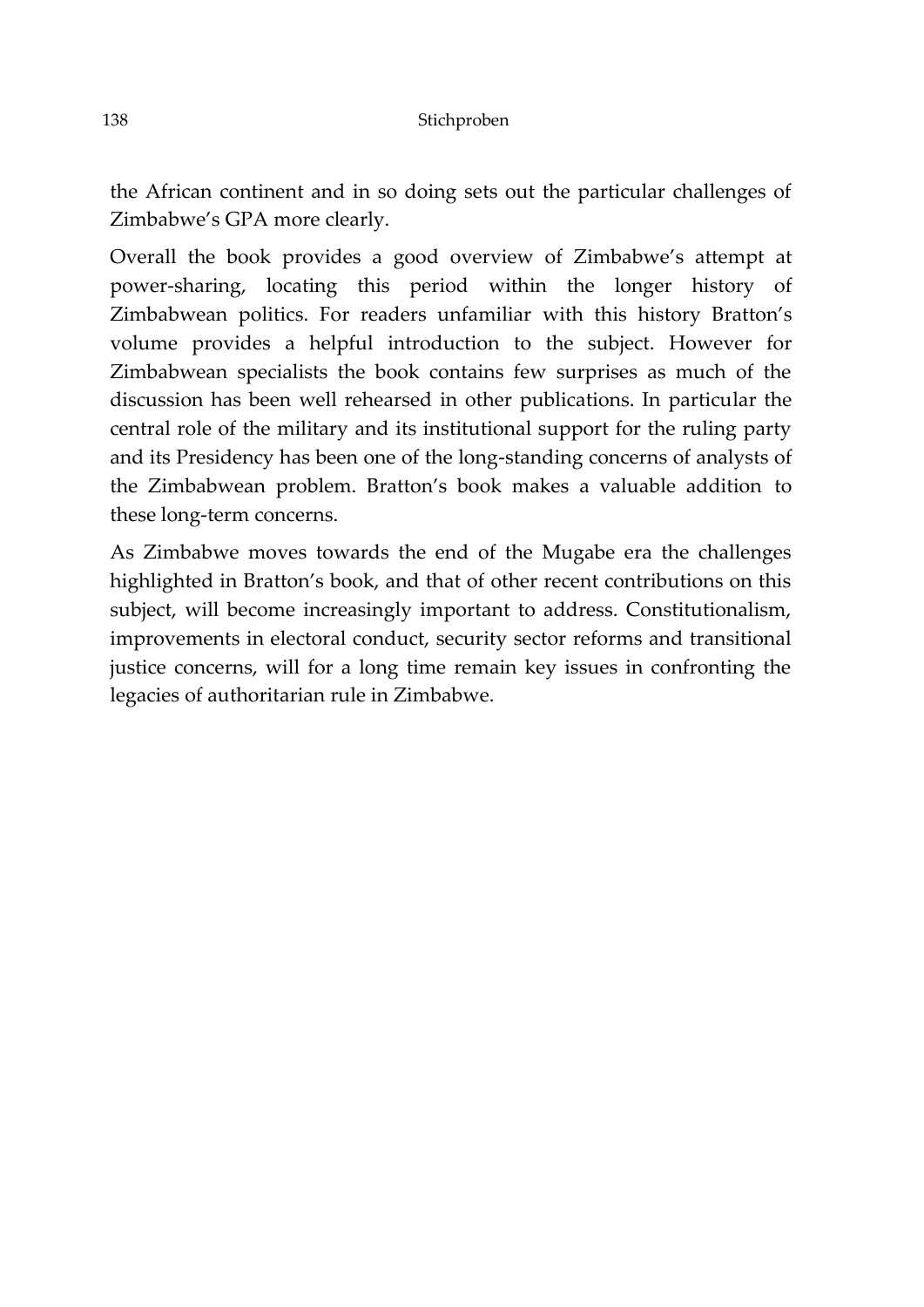the African continent and in so doing sets out the particular challenges of Zimbabwe's GPA more clearly.

Overall the book provides a good overview of Zimbabwe's attempt at power-sharing, locating this period within the longer history of Zimbabwean politics. For readers unfamiliar with this history Bratton's volume provides a helpful introduction to the subject. However for Zimbabwean specialists the book contains few surprises as much of the discussion has been well rehearsed in other publications. In particular the central role of the military and its institutional support for the ruling party and its Presidency has been one of the long-standing concerns of analysts of the Zimbabwean problem. Bratton's book makes a valuable addition to these long-term concerns.

As Zimbabwe moves towards the end of the Mugabe era the challenges highlighted in Bratton's book, and that of other recent contributions on this subject, will become increasingly important to address. Constitutionalism, improvements in electoral conduct, security sector reforms and transitional justice concerns, will for a long time remain key issues in confronting the legacies of authoritarian rule in Zimbabwe.